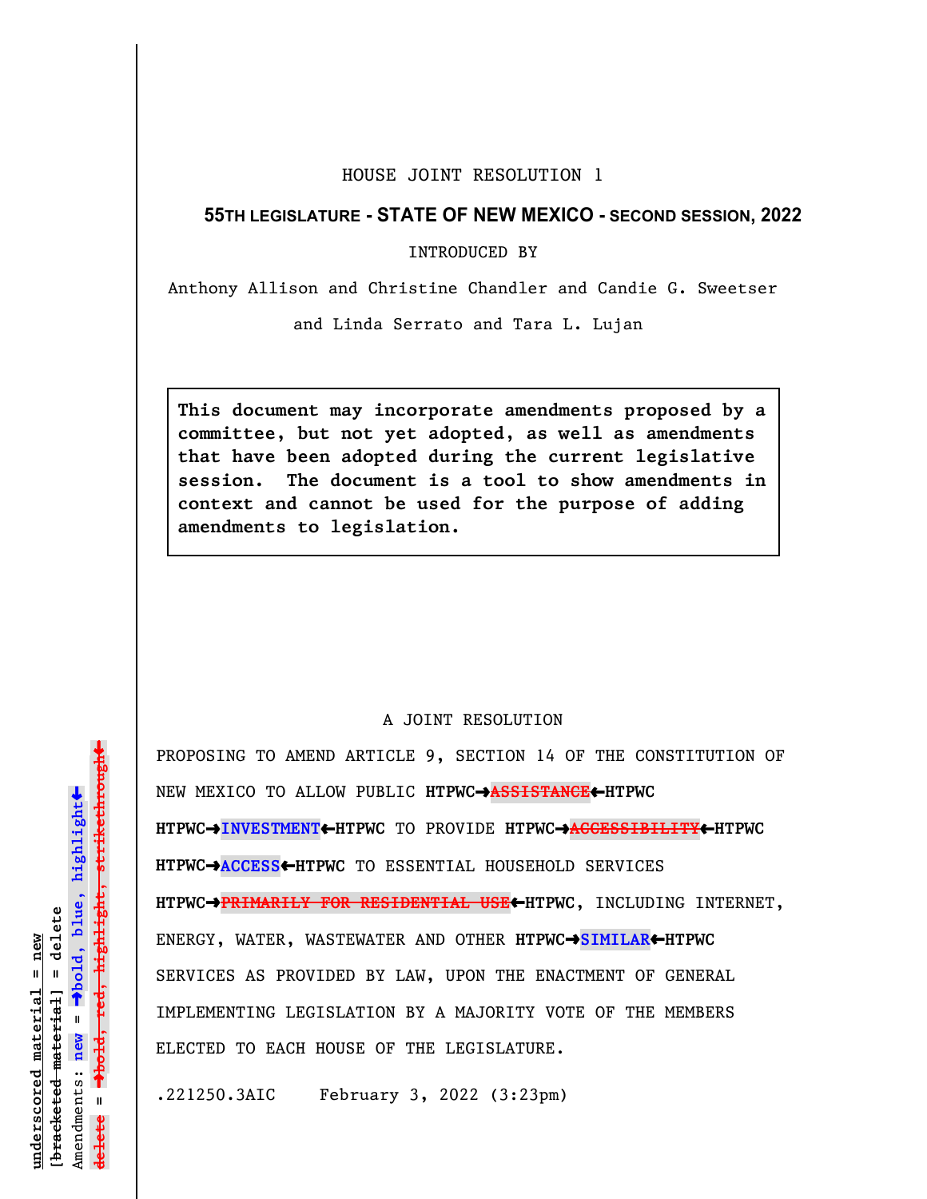HOUSE JOINT RESOLUTION 1

**55TH LEGISLATURE - STATE OF NEW MEXICO - SECOND SESSION, 2022**

INTRODUCED BY

Anthony Allison and Christine Chandler and Candie G. Sweetser and Linda Serrato and Tara L. Lujan

**This document may incorporate amendments proposed by a committee, but not yet adopted, as well as amendments that have been adopted during the current legislative session. The document is a tool to show amendments in context and cannot be used for the purpose of adding amendments to legislation.**

A JOINT RESOLUTION

PROPOSING TO AMEND ARTICLE 9, SECTION 14 OF THE CONSTITUTION OF NEW MEXICO TO ALLOW PUBLIC **HTPWC→**~~**ASSISTANCE**~~**←HTPWC** **HTPWC→INVESTMENT←HTPWC** TO PROVIDE **HTPWC→**~~**ACCESSIBILITY**~~**←HTPWC** **HTPWC→ACCESS←HTPWC** TO ESSENTIAL HOUSEHOLD SERVICES **HTPWC→**~~**PRIMARILY FOR RESIDENTIAL USE**~~**←HTPWC**, INCLUDING INTERNET, ENERGY, WATER, WASTEWATER AND OTHER **HTPWC→SIMILAR←HTPWC** SERVICES AS PROVIDED BY LAW, UPON THE ENACTMENT OF GENERAL IMPLEMENTING LEGISLATION BY A MAJORITY VOTE OF THE MEMBERS ELECTED TO EACH HOUSE OF THE LEGISLATURE.

.221250.3AIC February 3, 2022 (3:23pm)

underscored material = new
[bracketed material] = delete
Amendments: new = →bold, blue, highlight←
delete = →~~bold, red, highlight, strikethrough~~←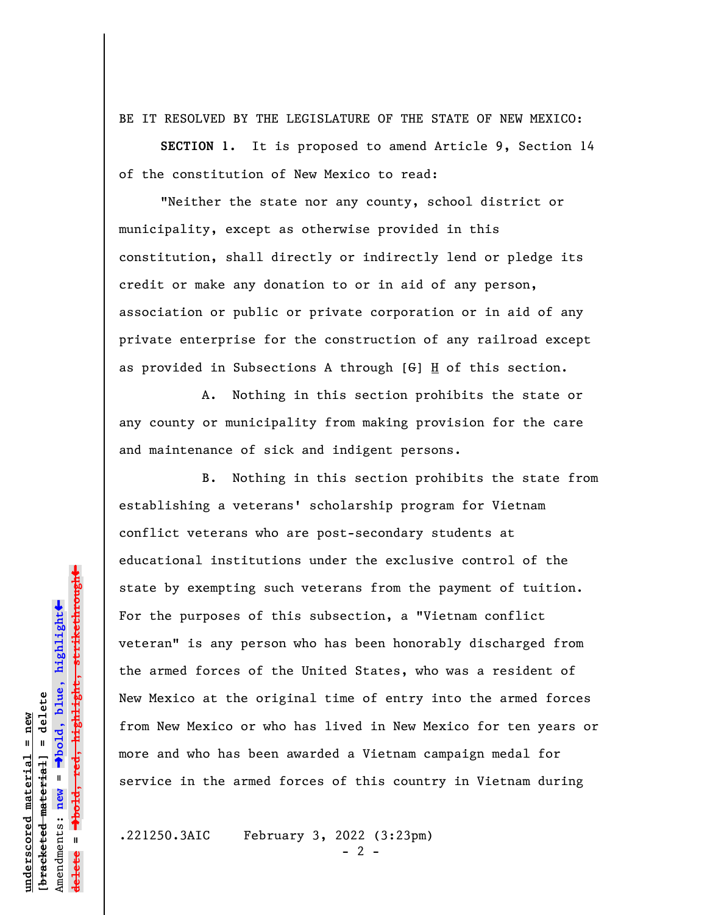BE IT RESOLVED BY THE LEGISLATURE OF THE STATE OF NEW MEXICO:

**SECTION 1.** It is proposed to amend Article 9, Section 14 of the constitution of New Mexico to read:

"Neither the state nor any county, school district or municipality, except as otherwise provided in this constitution, shall directly or indirectly lend or pledge its credit or make any donation to or in aid of any person, association or public or private corporation or in aid of any private enterprise for the construction of any railroad except as provided in Subsections A through [~~G~~] H of this section.

A. Nothing in this section prohibits the state or any county or municipality from making provision for the care and maintenance of sick and indigent persons.

B. Nothing in this section prohibits the state from establishing a veterans' scholarship program for Vietnam conflict veterans who are post-secondary students at educational institutions under the exclusive control of the state by exempting such veterans from the payment of tuition. For the purposes of this subsection, a "Vietnam conflict veteran" is any person who has been honorably discharged from the armed forces of the United States, who was a resident of New Mexico at the original time of entry into the armed forces from New Mexico or who has lived in New Mexico for ten years or more and who has been awarded a Vietnam campaign medal for service in the armed forces of this country in Vietnam during

.221250.3AIC February 3, 2022 (3:23pm)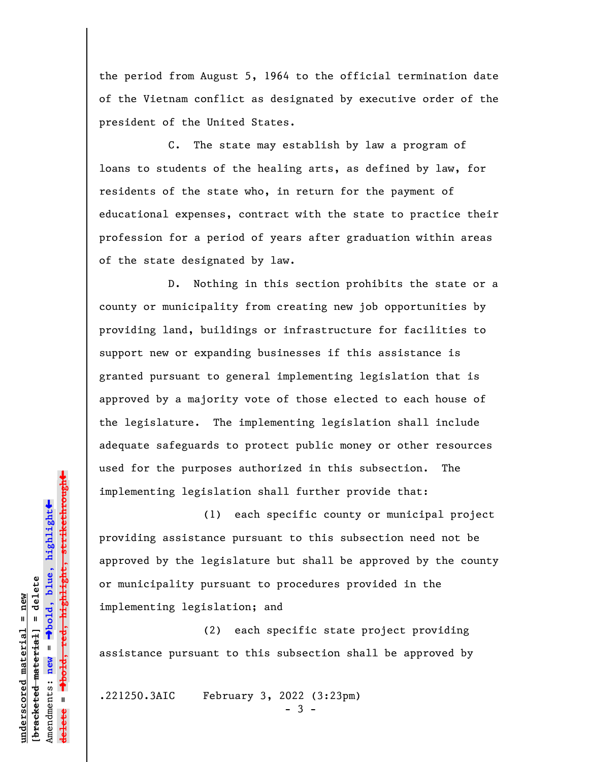the period from August 5, 1964 to the official termination date of the Vietnam conflict as designated by executive order of the president of the United States.

C. The state may establish by law a program of loans to students of the healing arts, as defined by law, for residents of the state who, in return for the payment of educational expenses, contract with the state to practice their profession for a period of years after graduation within areas of the state designated by law.

D. Nothing in this section prohibits the state or a county or municipality from creating new job opportunities by providing land, buildings or infrastructure for facilities to support new or expanding businesses if this assistance is granted pursuant to general implementing legislation that is approved by a majority vote of those elected to each house of the legislature. The implementing legislation shall include adequate safeguards to protect public money or other resources used for the purposes authorized in this subsection. The implementing legislation shall further provide that:

(1) each specific county or municipal project providing assistance pursuant to this subsection need not be approved by the legislature but shall be approved by the county or municipality pursuant to procedures provided in the implementing legislation; and

(2) each specific state project providing assistance pursuant to this subsection shall be approved by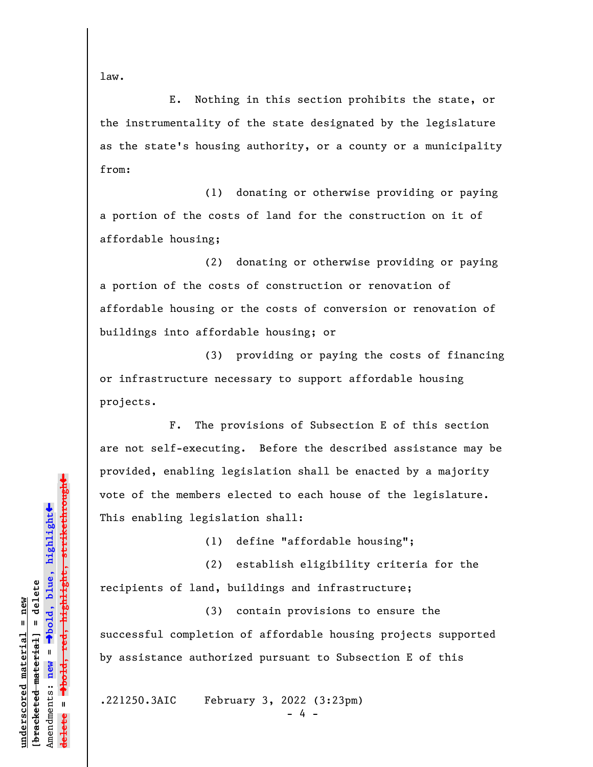law.

E. Nothing in this section prohibits the state, or the instrumentality of the state designated by the legislature as the state's housing authority, or a county or a municipality from:

(1) donating or otherwise providing or paying a portion of the costs of land for the construction on it of affordable housing;

(2) donating or otherwise providing or paying a portion of the costs of construction or renovation of affordable housing or the costs of conversion or renovation of buildings into affordable housing; or

(3) providing or paying the costs of financing or infrastructure necessary to support affordable housing projects.

F. The provisions of Subsection E of this section are not self-executing. Before the described assistance may be provided, enabling legislation shall be enacted by a majority vote of the members elected to each house of the legislature. This enabling legislation shall:

(1) define "affordable housing";

(2) establish eligibility criteria for the recipients of land, buildings and infrastructure;

(3) contain provisions to ensure the successful completion of affordable housing projects supported by assistance authorized pursuant to Subsection E of this

.221250.3AIC February 3, 2022 (3:23pm)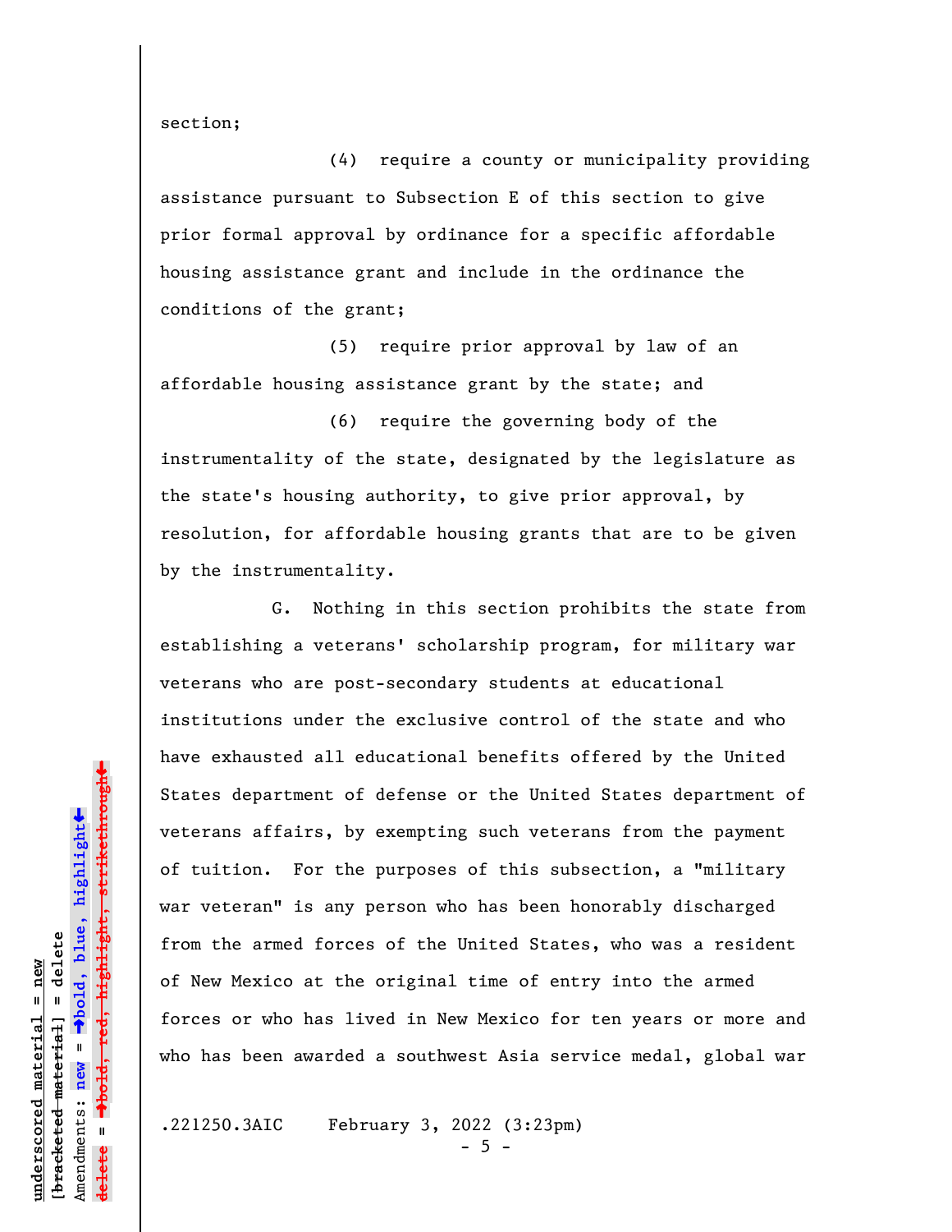section;

(4) require a county or municipality providing assistance pursuant to Subsection E of this section to give prior formal approval by ordinance for a specific affordable housing assistance grant and include in the ordinance the conditions of the grant;

(5) require prior approval by law of an affordable housing assistance grant by the state; and

(6) require the governing body of the instrumentality of the state, designated by the legislature as the state's housing authority, to give prior approval, by resolution, for affordable housing grants that are to be given by the instrumentality.

G. Nothing in this section prohibits the state from establishing a veterans' scholarship program, for military war veterans who are post-secondary students at educational institutions under the exclusive control of the state and who have exhausted all educational benefits offered by the United States department of defense or the United States department of veterans affairs, by exempting such veterans from the payment of tuition. For the purposes of this subsection, a "military war veteran" is any person who has been honorably discharged from the armed forces of the United States, who was a resident of New Mexico at the original time of entry into the armed forces or who has lived in New Mexico for ten years or more and who has been awarded a southwest Asia service medal, global war

.221250.3AIC February 3, 2022 (3:23pm)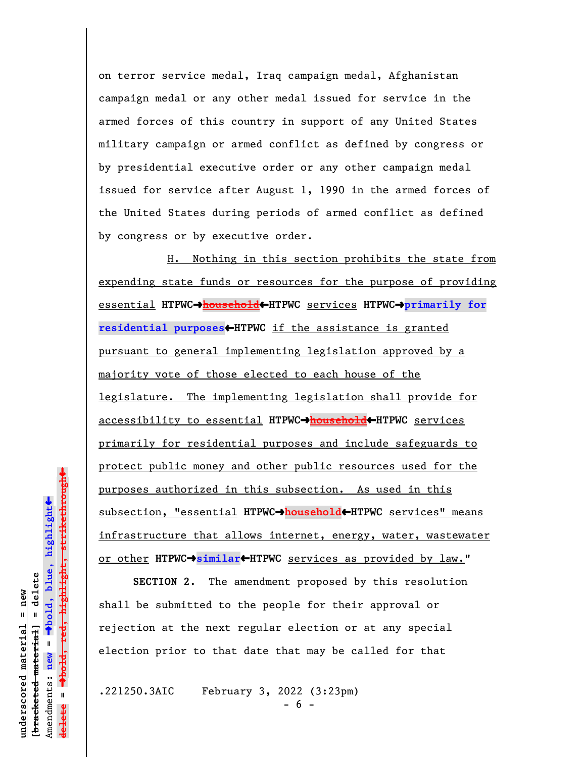on terror service medal, Iraq campaign medal, Afghanistan campaign medal or any other medal issued for service in the armed forces of this country in support of any United States military campaign or armed conflict as defined by congress or by presidential executive order or any other campaign medal issued for service after August 1, 1990 in the armed forces of the United States during periods of armed conflict as defined by congress or by executive order.

H. Nothing in this section prohibits the state from expending state funds or resources for the purpose of providing essential **HTPWC→~~household~~←HTPWC** services **HTPWC→primarily for residential purposes←HTPWC** if the assistance is granted pursuant to general implementing legislation approved by a majority vote of those elected to each house of the legislature. The implementing legislation shall provide for accessibility to essential **HTPWC→~~household~~←HTPWC** services primarily for residential purposes and include safeguards to protect public money and other public resources used for the purposes authorized in this subsection. As used in this subsection, "essential **HTPWC→~~household~~←HTPWC** services" means infrastructure that allows internet, energy, water, wastewater or other **HTPWC→similar←HTPWC** services as provided by law."

**SECTION 2.** The amendment proposed by this resolution shall be submitted to the people for their approval or rejection at the next regular election or at any special election prior to that date that may be called for that

.221250.3AIC February 3, 2022 (3:23pm)

underscored material = new
[bracketed material] = delete
Amendments: new = →bold, blue, highlight←
delete = →bold, red, highlight, strikethrough←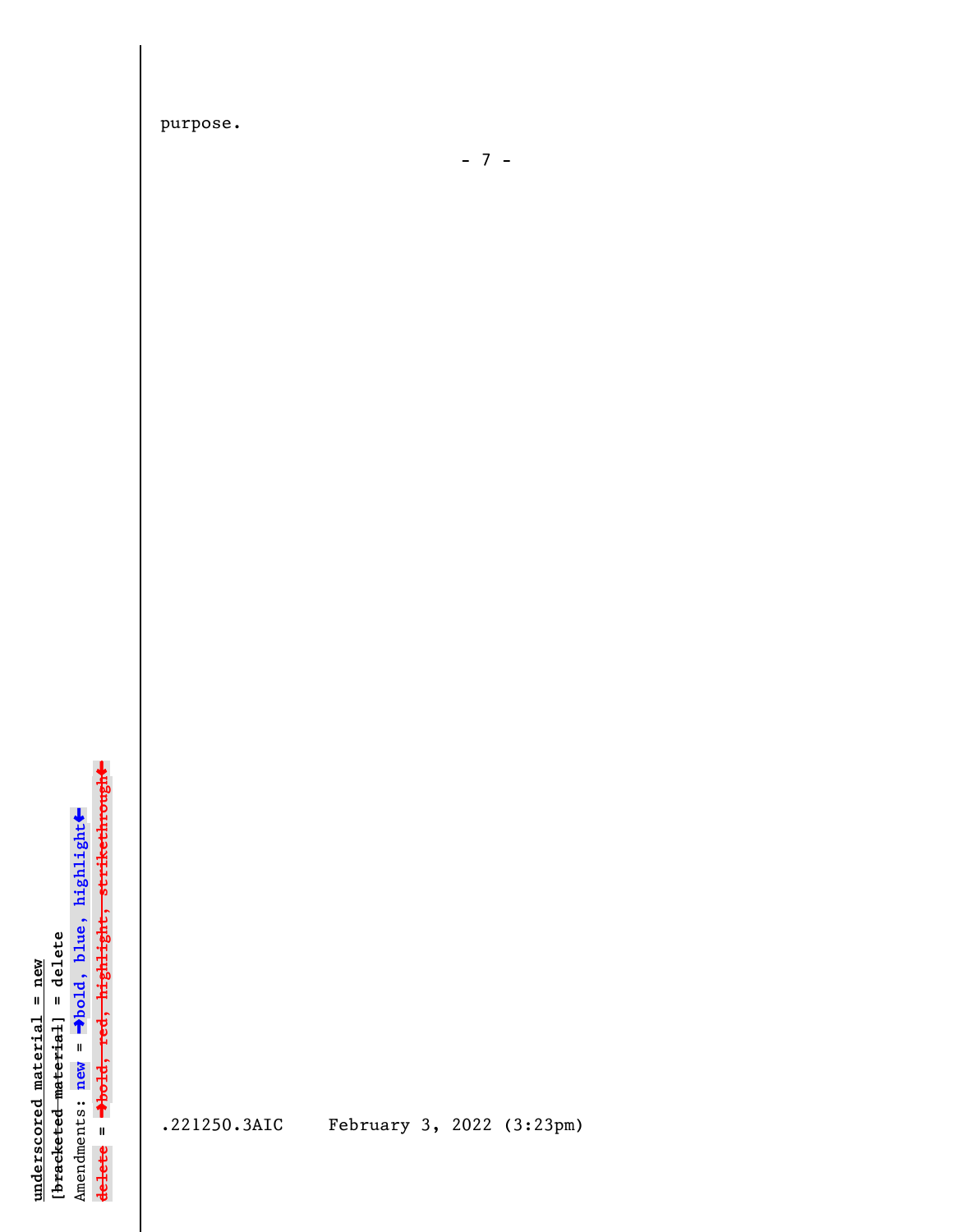purpose.